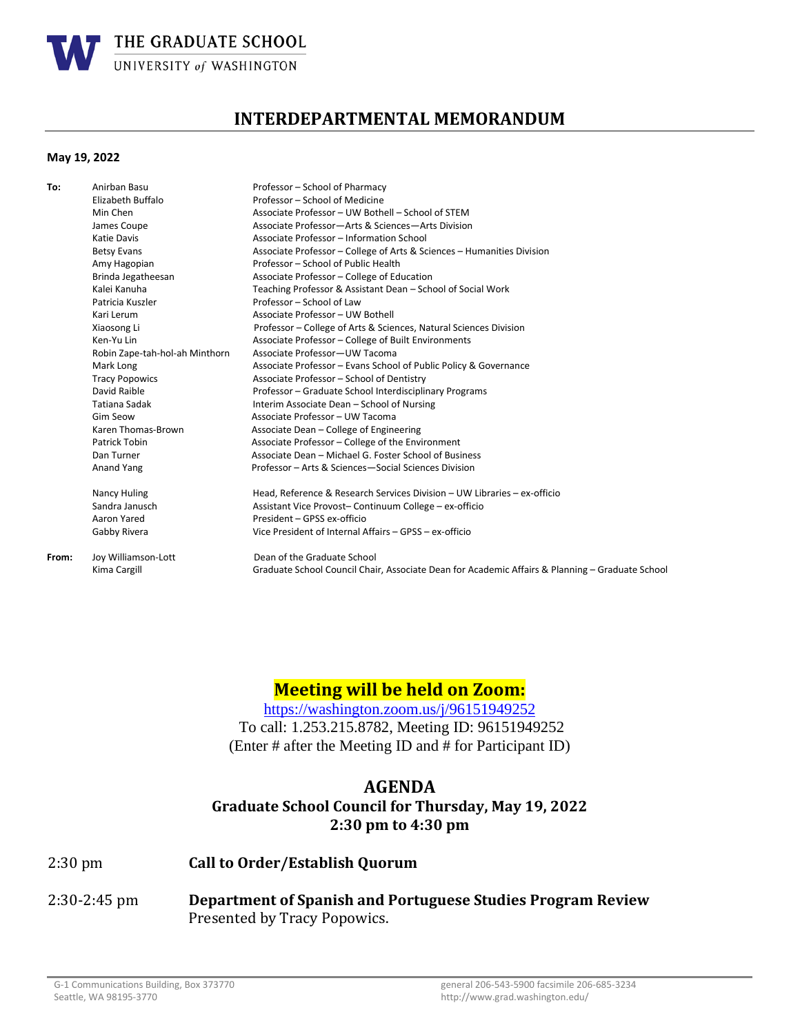**THE GRADUATE SCHOOL**
UNIVERSITY *of* WASHINGTON

# INTERDEPARTMENTAL MEMORANDUM

**May 19, 2022**

| | | |
|---|---|---|
| **To:** | Anirban Basu | Professor – School of Pharmacy |
| | Elizabeth Buffalo | Professor – School of Medicine |
| | Min Chen | Associate Professor – UW Bothell – School of STEM |
| | James Coupe | Associate Professor—Arts & Sciences—Arts Division |
| | Katie Davis | Associate Professor – Information School |
| | Betsy Evans | Associate Professor – College of Arts & Sciences – Humanities Division |
| | Amy Hagopian | Professor – School of Public Health |
| | Brinda Jegatheesan | Associate Professor – College of Education |
| | Kalei Kanuha | Teaching Professor & Assistant Dean – School of Social Work |
| | Patricia Kuszler | Professor – School of Law |
| | Kari Lerum | Associate Professor – UW Bothell |
| | Xiaosong Li | Professor – College of Arts & Sciences, Natural Sciences Division |
| | Ken-Yu Lin | Associate Professor – College of Built Environments |
| | Robin Zape-tah-hol-ah Minthorn | Associate Professor—UW Tacoma |
| | Mark Long | Associate Professor – Evans School of Public Policy & Governance |
| | Tracy Popowics | Associate Professor – School of Dentistry |
| | David Raible | Professor – Graduate School Interdisciplinary Programs |
| | Tatiana Sadak | Interim Associate Dean – School of Nursing |
| | Gim Seow | Associate Professor – UW Tacoma |
| | Karen Thomas-Brown | Associate Dean – College of Engineering |
| | Patrick Tobin | Associate Professor – College of the Environment |
| | Dan Turner | Associate Dean – Michael G. Foster School of Business |
| | Anand Yang | Professor – Arts & Sciences—Social Sciences Division |
| | | |
| | Nancy Huling | Head, Reference & Research Services Division – UW Libraries – ex-officio |
| | Sandra Janusch | Assistant Vice Provost– Continuum College – ex-officio |
| | Aaron Yared | President – GPSS ex-officio |
| | Gabby Rivera | Vice President of Internal Affairs – GPSS – ex-officio |
| | | |
| **From:** | Joy Williamson-Lott | Dean of the Graduate School |
| | Kima Cargill | Graduate School Council Chair, Associate Dean for Academic Affairs & Planning – Graduate School |

**Meeting will be held on Zoom:**

https://washington.zoom.us/j/96151949252

To call: 1.253.215.8782, Meeting ID: 96151949252

(Enter # after the Meeting ID and # for Participant ID)

## AGENDA

### Graduate School Council for Thursday, May 19, 2022
### 2:30 pm to 4:30 pm

2:30 pm **Call to Order/Establish Quorum**

2:30-2:45 pm **Department of Spanish and Portuguese Studies Program Review**
Presented by Tracy Popowics.

G-1 Communications Building, Box 373770
Seattle, WA 98195-3770

general 206-543-5900 facsimile 206-685-3234
http://www.grad.washington.edu/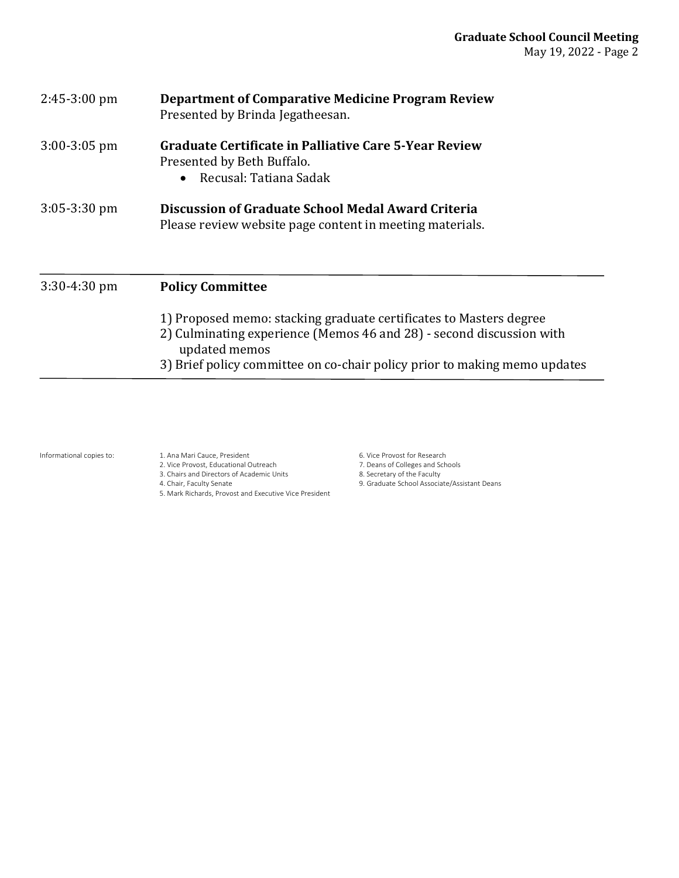2:45-3:00 pm **Department of Comparative Medicine Program Review**
Presented by Brinda Jegatheesan.

3:00-3:05 pm **Graduate Certificate in Palliative Care 5-Year Review**
Presented by Beth Buffalo.

- Recusal: Tatiana Sadak

3:05-3:30 pm **Discussion of Graduate School Medal Award Criteria**
Please review website page content in meeting materials.

---

3:30-4:30 pm **Policy Committee**

1) Proposed memo: stacking graduate certificates to Masters degree
2) Culminating experience (Memos 46 and 28) - second discussion with updated memos
3) Brief policy committee on co-chair policy prior to making memo updates

---

Informational copies to:

1. Ana Mari Cauce, President
2. Vice Provost, Educational Outreach
3. Chairs and Directors of Academic Units
4. Chair, Faculty Senate
5. Mark Richards, Provost and Executive Vice President
6. Vice Provost for Research
7. Deans of Colleges and Schools
8. Secretary of the Faculty
9. Graduate School Associate/Assistant Deans